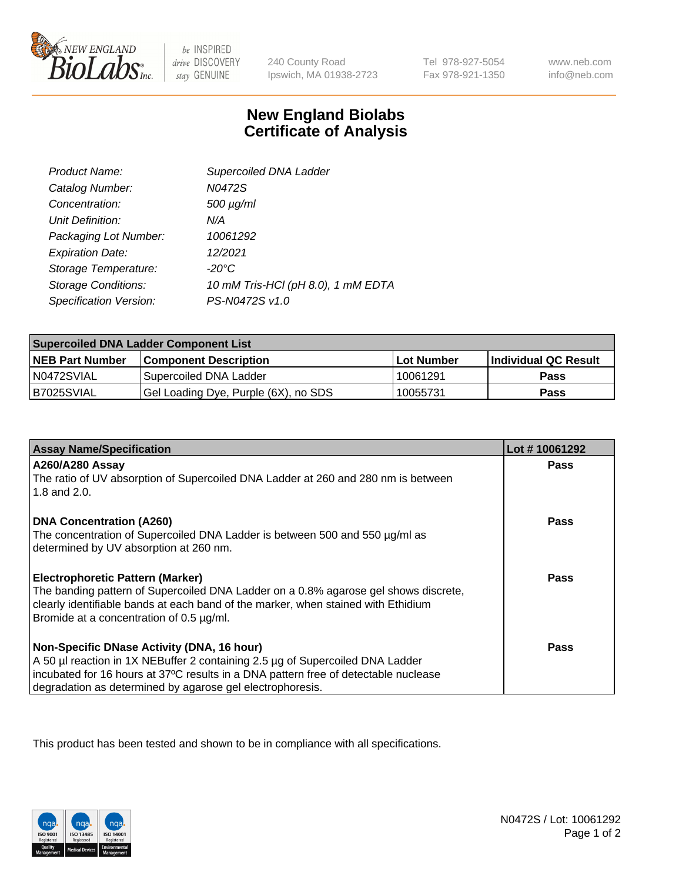NEW ENGLAND BioLabs Inc. — be INSPIRED drive DISCOVERY stay GENUINE

240 County Road
Ipswich, MA 01938-2723

Tel 978-927-5054
Fax 978-921-1350

www.neb.com
info@neb.com

# New England Biolabs
# Certificate of Analysis

| | |
|---|---|
| *Product Name:* | *Supercoiled DNA Ladder* |
| *Catalog Number:* | *N0472S* |
| *Concentration:* | *500 µg/ml* |
| *Unit Definition:* | *N/A* |
| *Packaging Lot Number:* | *10061292* |
| *Expiration Date:* | *12/2021* |
| *Storage Temperature:* | *-20°C* |
| *Storage Conditions:* | *10 mM Tris-HCl (pH 8.0), 1 mM EDTA* |
| *Specification Version:* | *PS-N0472S v1.0* |

| **Supercoiled DNA Ladder Component List** | | | |
|---|---|---|---|
| **NEB Part Number** | **Component Description** | **Lot Number** | **Individual QC Result** |
| N0472SVIAL | Supercoiled DNA Ladder | 10061291 | **Pass** |
| B7025SVIAL | Gel Loading Dye, Purple (6X), no SDS | 10055731 | **Pass** |

| **Assay Name/Specification** | **Lot # 10061292** |
|---|---|
| **A260/A280 Assay**<br>The ratio of UV absorption of Supercoiled DNA Ladder at 260 and 280 nm is between 1.8 and 2.0. | **Pass** |
| **DNA Concentration (A260)**<br>The concentration of Supercoiled DNA Ladder is between 500 and 550 µg/ml as determined by UV absorption at 260 nm. | **Pass** |
| **Electrophoretic Pattern (Marker)**<br>The banding pattern of Supercoiled DNA Ladder on a 0.8% agarose gel shows discrete, clearly identifiable bands at each band of the marker, when stained with Ethidium Bromide at a concentration of 0.5 µg/ml. | **Pass** |
| **Non-Specific DNase Activity (DNA, 16 hour)**<br>A 50 µl reaction in 1X NEBuffer 2 containing 2.5 µg of Supercoiled DNA Ladder incubated for 16 hours at 37ºC results in a DNA pattern free of detectable nuclease degradation as determined by agarose gel electrophoresis. | **Pass** |

This product has been tested and shown to be in compliance with all specifications.

N0472S / Lot: 10061292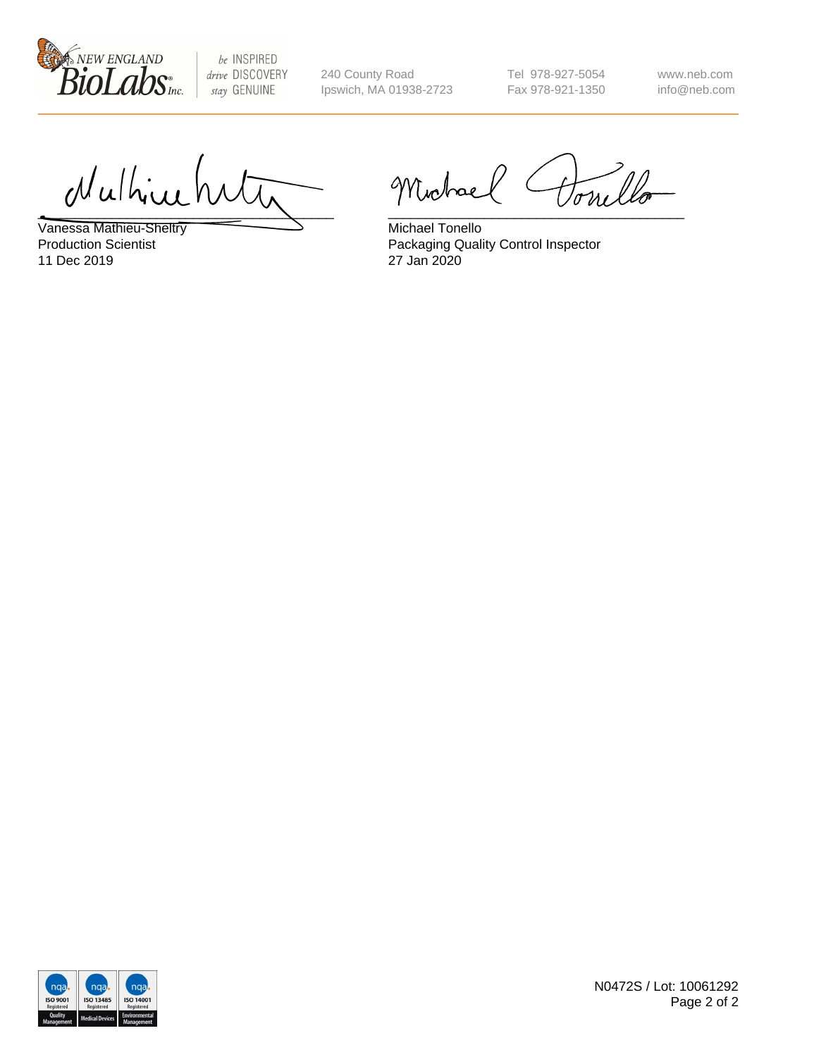NEW ENGLAND BioLabs Inc.

be INSPIRED drive DISCOVERY stay GENUINE

240 County Road
Ipswich, MA 01938-2723

Tel 978-927-5054
Fax 978-921-1350

www.neb.com
info@neb.com

Vanessa Mathieu-Sheltry
Production Scientist
11 Dec 2019

Michael Tonello
Packaging Quality Control Inspector
27 Jan 2020

N0472S / Lot: 10061292